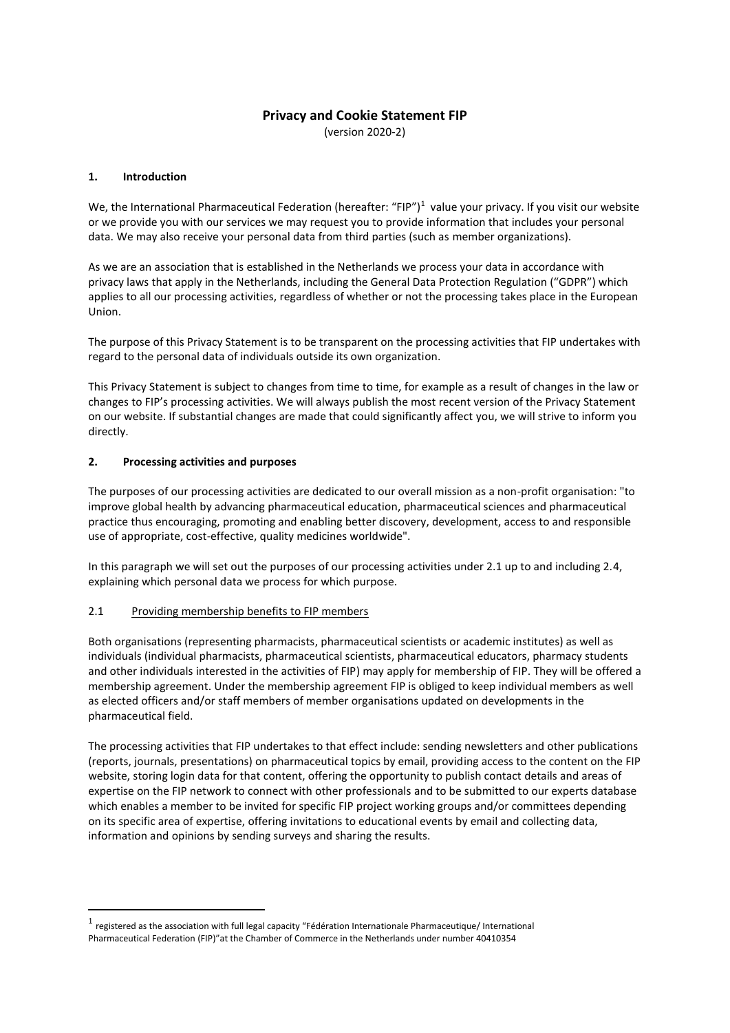# Privacy and Cookie Statement FIP

(version 2020-2)

## 1. Introduction

We, the International Pharmaceutical Federation (hereafter: "FIP")[1] value your privacy. If you visit our website or we provide you with our services we may request you to provide information that includes your personal data. We may also receive your personal data from third parties (such as member organizations).

As we are an association that is established in the Netherlands we process your data in accordance with privacy laws that apply in the Netherlands, including the General Data Protection Regulation ("GDPR") which applies to all our processing activities, regardless of whether or not the processing takes place in the European Union.

The purpose of this Privacy Statement is to be transparent on the processing activities that FIP undertakes with regard to the personal data of individuals outside its own organization.

This Privacy Statement is subject to changes from time to time, for example as a result of changes in the law or changes to FIP's processing activities. We will always publish the most recent version of the Privacy Statement on our website. If substantial changes are made that could significantly affect you, we will strive to inform you directly.

## 2. Processing activities and purposes

The purposes of our processing activities are dedicated to our overall mission as a non-profit organisation: "to improve global health by advancing pharmaceutical education, pharmaceutical sciences and pharmaceutical practice thus encouraging, promoting and enabling better discovery, development, access to and responsible use of appropriate, cost-effective, quality medicines worldwide".

In this paragraph we will set out the purposes of our processing activities under 2.1 up to and including 2.4, explaining which personal data we process for which purpose.

### 2.1 Providing membership benefits to FIP members

Both organisations (representing pharmacists, pharmaceutical scientists or academic institutes) as well as individuals (individual pharmacists, pharmaceutical scientists, pharmaceutical educators, pharmacy students and other individuals interested in the activities of FIP) may apply for membership of FIP. They will be offered a membership agreement. Under the membership agreement FIP is obliged to keep individual members as well as elected officers and/or staff members of member organisations updated on developments in the pharmaceutical field.

The processing activities that FIP undertakes to that effect include: sending newsletters and other publications (reports, journals, presentations) on pharmaceutical topics by email, providing access to the content on the FIP website, storing login data for that content, offering the opportunity to publish contact details and areas of expertise on the FIP network to connect with other professionals and to be submitted to our experts database which enables a member to be invited for specific FIP project working groups and/or committees depending on its specific area of expertise, offering invitations to educational events by email and collecting data, information and opinions by sending surveys and sharing the results.

---

[1] registered as the association with full legal capacity "Fédération Internationale Pharmaceutique/ International Pharmaceutical Federation (FIP)"at the Chamber of Commerce in the Netherlands under number 40410354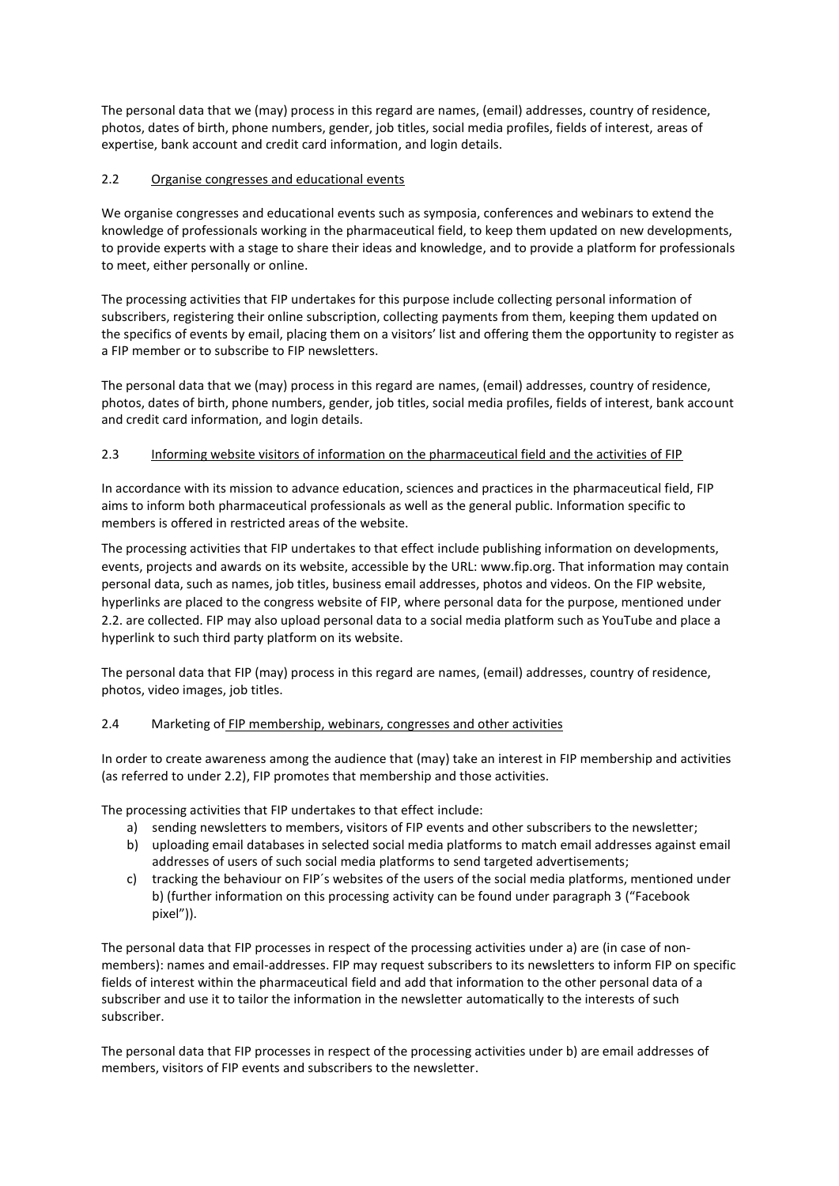The personal data that we (may) process in this regard are names, (email) addresses, country of residence, photos, dates of birth, phone numbers, gender, job titles, social media profiles, fields of interest, areas of expertise, bank account and credit card information, and login details.

### 2.2 Organise congresses and educational events

We organise congresses and educational events such as symposia, conferences and webinars to extend the knowledge of professionals working in the pharmaceutical field, to keep them updated on new developments, to provide experts with a stage to share their ideas and knowledge, and to provide a platform for professionals to meet, either personally or online.

The processing activities that FIP undertakes for this purpose include collecting personal information of subscribers, registering their online subscription, collecting payments from them, keeping them updated on the specifics of events by email, placing them on a visitors' list and offering them the opportunity to register as a FIP member or to subscribe to FIP newsletters.

The personal data that we (may) process in this regard are names, (email) addresses, country of residence, photos, dates of birth, phone numbers, gender, job titles, social media profiles, fields of interest, bank account and credit card information, and login details.

### 2.3 Informing website visitors of information on the pharmaceutical field and the activities of FIP

In accordance with its mission to advance education, sciences and practices in the pharmaceutical field, FIP aims to inform both pharmaceutical professionals as well as the general public. Information specific to members is offered in restricted areas of the website.

The processing activities that FIP undertakes to that effect include publishing information on developments, events, projects and awards on its website, accessible by the URL: www.fip.org. That information may contain personal data, such as names, job titles, business email addresses, photos and videos. On the FIP website, hyperlinks are placed to the congress website of FIP, where personal data for the purpose, mentioned under 2.2. are collected. FIP may also upload personal data to a social media platform such as YouTube and place a hyperlink to such third party platform on its website.

The personal data that FIP (may) process in this regard are names, (email) addresses, country of residence, photos, video images, job titles.

### 2.4 Marketing of FIP membership, webinars, congresses and other activities

In order to create awareness among the audience that (may) take an interest in FIP membership and activities (as referred to under 2.2), FIP promotes that membership and those activities.

The processing activities that FIP undertakes to that effect include:

a) sending newsletters to members, visitors of FIP events and other subscribers to the newsletter;
b) uploading email databases in selected social media platforms to match email addresses against email addresses of users of such social media platforms to send targeted advertisements;
c) tracking the behaviour on FIP´s websites of the users of the social media platforms, mentioned under b) (further information on this processing activity can be found under paragraph 3 ("Facebook pixel")).

The personal data that FIP processes in respect of the processing activities under a) are (in case of non-members): names and email-addresses. FIP may request subscribers to its newsletters to inform FIP on specific fields of interest within the pharmaceutical field and add that information to the other personal data of a subscriber and use it to tailor the information in the newsletter automatically to the interests of such subscriber.

The personal data that FIP processes in respect of the processing activities under b) are email addresses of members, visitors of FIP events and subscribers to the newsletter.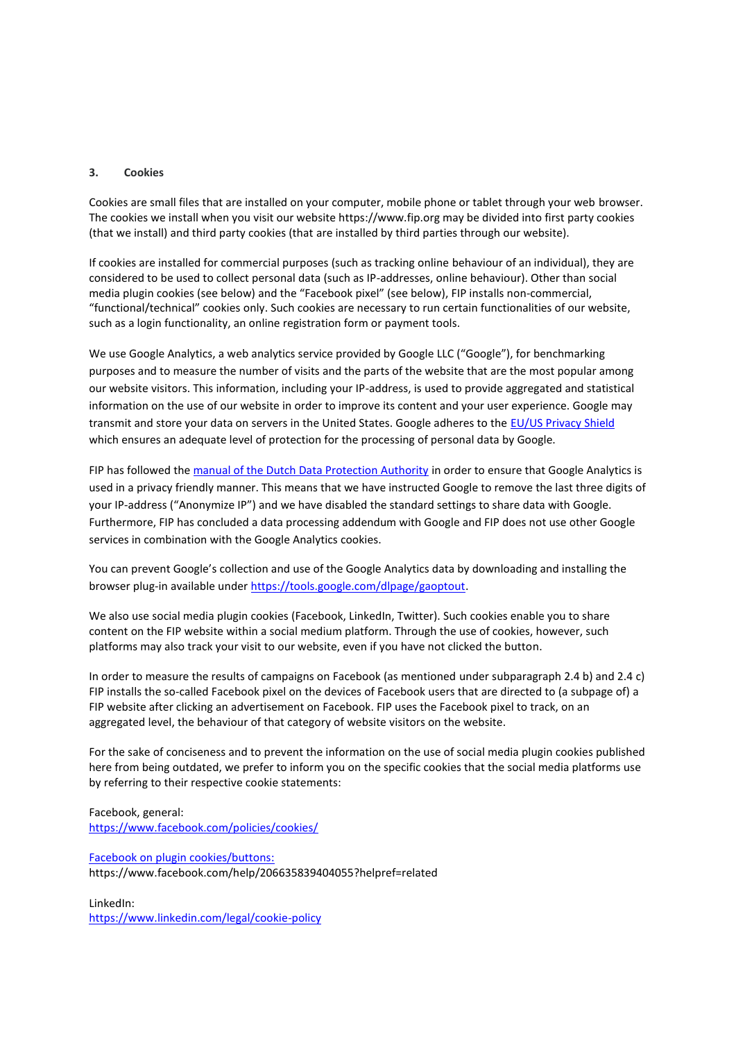## 3. Cookies

Cookies are small files that are installed on your computer, mobile phone or tablet through your web browser. The cookies we install when you visit our website https://www.fip.org may be divided into first party cookies (that we install) and third party cookies (that are installed by third parties through our website).

If cookies are installed for commercial purposes (such as tracking online behaviour of an individual), they are considered to be used to collect personal data (such as IP-addresses, online behaviour). Other than social media plugin cookies (see below) and the "Facebook pixel" (see below), FIP installs non-commercial, "functional/technical" cookies only. Such cookies are necessary to run certain functionalities of our website, such as a login functionality, an online registration form or payment tools.

We use Google Analytics, a web analytics service provided by Google LLC ("Google"), for benchmarking purposes and to measure the number of visits and the parts of the website that are the most popular among our website visitors. This information, including your IP-address, is used to provide aggregated and statistical information on the use of our website in order to improve its content and your user experience. Google may transmit and store your data on servers in the United States. Google adheres to the EU/US Privacy Shield which ensures an adequate level of protection for the processing of personal data by Google.

FIP has followed the manual of the Dutch Data Protection Authority in order to ensure that Google Analytics is used in a privacy friendly manner. This means that we have instructed Google to remove the last three digits of your IP-address ("Anonymize IP") and we have disabled the standard settings to share data with Google. Furthermore, FIP has concluded a data processing addendum with Google and FIP does not use other Google services in combination with the Google Analytics cookies.

You can prevent Google's collection and use of the Google Analytics data by downloading and installing the browser plug-in available under https://tools.google.com/dlpage/gaoptout.

We also use social media plugin cookies (Facebook, LinkedIn, Twitter). Such cookies enable you to share content on the FIP website within a social medium platform. Through the use of cookies, however, such platforms may also track your visit to our website, even if you have not clicked the button.

In order to measure the results of campaigns on Facebook (as mentioned under subparagraph 2.4 b) and 2.4 c) FIP installs the so-called Facebook pixel on the devices of Facebook users that are directed to (a subpage of) a FIP website after clicking an advertisement on Facebook. FIP uses the Facebook pixel to track, on an aggregated level, the behaviour of that category of website visitors on the website.

For the sake of conciseness and to prevent the information on the use of social media plugin cookies published here from being outdated, we prefer to inform you on the specific cookies that the social media platforms use by referring to their respective cookie statements:

Facebook, general:
https://www.facebook.com/policies/cookies/

Facebook on plugin cookies/buttons:
https://www.facebook.com/help/206635839404055?helpref=related

LinkedIn:
https://www.linkedin.com/legal/cookie-policy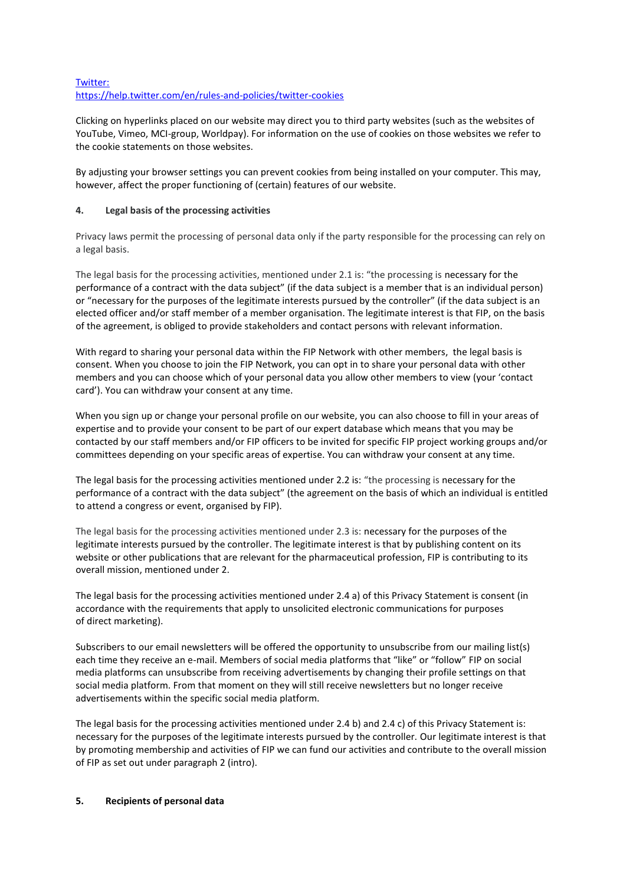[Twitter:](https://help.twitter.com/en/rules-and-policies/twitter-cookies)
[https://help.twitter.com/en/rules-and-policies/twitter-cookies](https://help.twitter.com/en/rules-and-policies/twitter-cookies)

Clicking on hyperlinks placed on our website may direct you to third party websites (such as the websites of YouTube, Vimeo, MCI-group, Worldpay). For information on the use of cookies on those websites we refer to the cookie statements on those websites.

By adjusting your browser settings you can prevent cookies from being installed on your computer. This may, however, affect the proper functioning of (certain) features of our website.

## 4. Legal basis of the processing activities

Privacy laws permit the processing of personal data only if the party responsible for the processing can rely on a legal basis.

The legal basis for the processing activities, mentioned under 2.1 is: "the processing is necessary for the performance of a contract with the data subject" (if the data subject is a member that is an individual person) or "necessary for the purposes of the legitimate interests pursued by the controller" (if the data subject is an elected officer and/or staff member of a member organisation. The legitimate interest is that FIP, on the basis of the agreement, is obliged to provide stakeholders and contact persons with relevant information.

With regard to sharing your personal data within the FIP Network with other members, the legal basis is consent. When you choose to join the FIP Network, you can opt in to share your personal data with other members and you can choose which of your personal data you allow other members to view (your 'contact card'). You can withdraw your consent at any time.

When you sign up or change your personal profile on our website, you can also choose to fill in your areas of expertise and to provide your consent to be part of our expert database which means that you may be contacted by our staff members and/or FIP officers to be invited for specific FIP project working groups and/or committees depending on your specific areas of expertise. You can withdraw your consent at any time.

The legal basis for the processing activities mentioned under 2.2 is: "the processing is necessary for the performance of a contract with the data subject" (the agreement on the basis of which an individual is entitled to attend a congress or event, organised by FIP).

The legal basis for the processing activities mentioned under 2.3 is: necessary for the purposes of the legitimate interests pursued by the controller. The legitimate interest is that by publishing content on its website or other publications that are relevant for the pharmaceutical profession, FIP is contributing to its overall mission, mentioned under 2.

The legal basis for the processing activities mentioned under 2.4 a) of this Privacy Statement is consent (in accordance with the requirements that apply to unsolicited electronic communications for purposes of direct marketing).

Subscribers to our email newsletters will be offered the opportunity to unsubscribe from our mailing list(s) each time they receive an e-mail. Members of social media platforms that "like" or "follow" FIP on social media platforms can unsubscribe from receiving advertisements by changing their profile settings on that social media platform. From that moment on they will still receive newsletters but no longer receive advertisements within the specific social media platform.

The legal basis for the processing activities mentioned under 2.4 b) and 2.4 c) of this Privacy Statement is: necessary for the purposes of the legitimate interests pursued by the controller. Our legitimate interest is that by promoting membership and activities of FIP we can fund our activities and contribute to the overall mission of FIP as set out under paragraph 2 (intro).

## 5. Recipients of personal data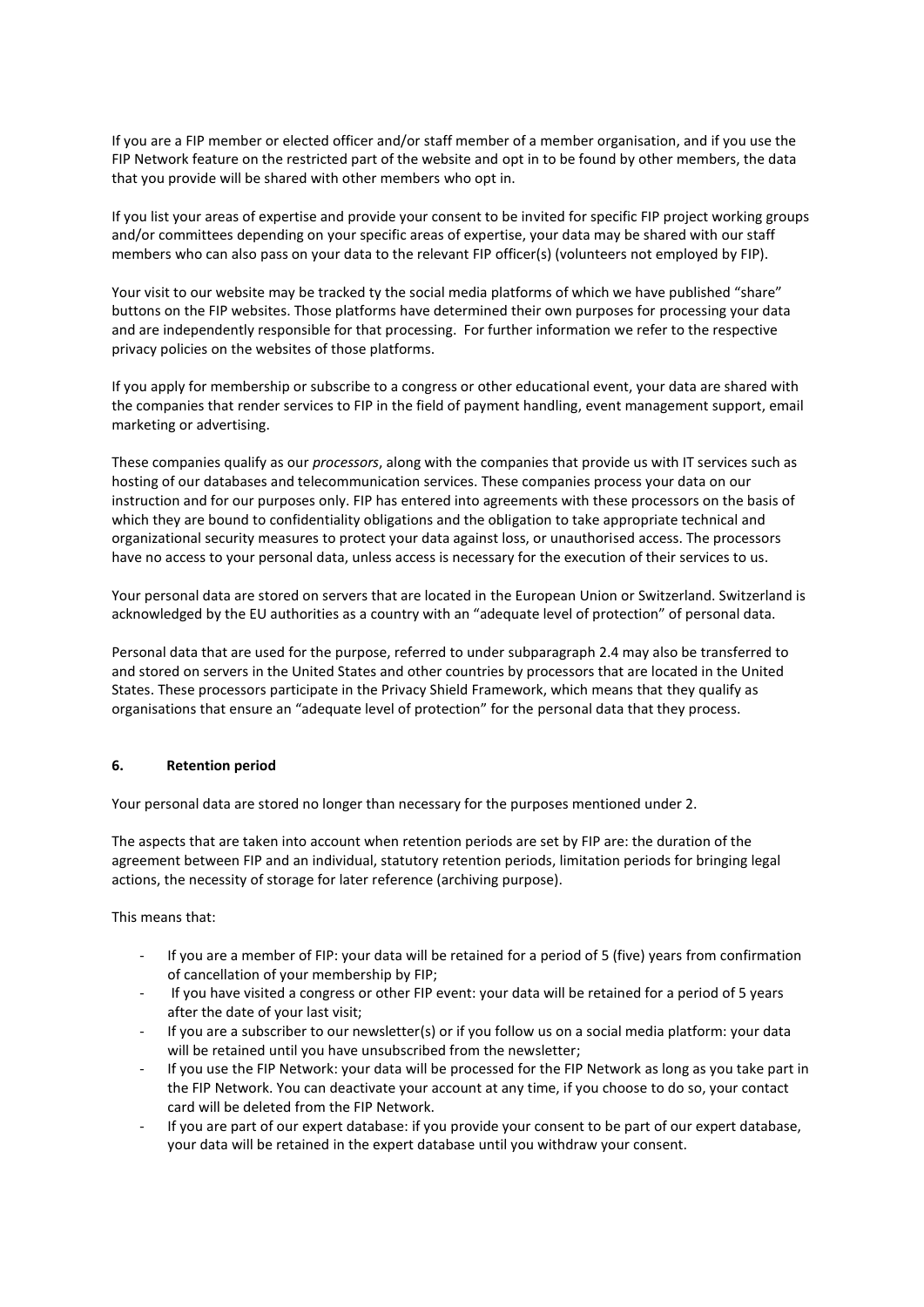If you are a FIP member or elected officer and/or staff member of a member organisation, and if you use the FIP Network feature on the restricted part of the website and opt in to be found by other members, the data that you provide will be shared with other members who opt in.

If you list your areas of expertise and provide your consent to be invited for specific FIP project working groups and/or committees depending on your specific areas of expertise, your data may be shared with our staff members who can also pass on your data to the relevant FIP officer(s) (volunteers not employed by FIP).

Your visit to our website may be tracked ty the social media platforms of which we have published "share" buttons on the FIP websites. Those platforms have determined their own purposes for processing your data and are independently responsible for that processing. For further information we refer to the respective privacy policies on the websites of those platforms.

If you apply for membership or subscribe to a congress or other educational event, your data are shared with the companies that render services to FIP in the field of payment handling, event management support, email marketing or advertising.

These companies qualify as our *processors*, along with the companies that provide us with IT services such as hosting of our databases and telecommunication services. These companies process your data on our instruction and for our purposes only. FIP has entered into agreements with these processors on the basis of which they are bound to confidentiality obligations and the obligation to take appropriate technical and organizational security measures to protect your data against loss, or unauthorised access. The processors have no access to your personal data, unless access is necessary for the execution of their services to us.

Your personal data are stored on servers that are located in the European Union or Switzerland. Switzerland is acknowledged by the EU authorities as a country with an "adequate level of protection" of personal data.

Personal data that are used for the purpose, referred to under subparagraph 2.4 may also be transferred to and stored on servers in the United States and other countries by processors that are located in the United States. These processors participate in the Privacy Shield Framework, which means that they qualify as organisations that ensure an "adequate level of protection" for the personal data that they process.

## 6. Retention period

Your personal data are stored no longer than necessary for the purposes mentioned under 2.

The aspects that are taken into account when retention periods are set by FIP are: the duration of the agreement between FIP and an individual, statutory retention periods, limitation periods for bringing legal actions, the necessity of storage for later reference (archiving purpose).

This means that:

- If you are a member of FIP: your data will be retained for a period of 5 (five) years from confirmation of cancellation of your membership by FIP;
- If you have visited a congress or other FIP event: your data will be retained for a period of 5 years after the date of your last visit;
- If you are a subscriber to our newsletter(s) or if you follow us on a social media platform: your data will be retained until you have unsubscribed from the newsletter;
- If you use the FIP Network: your data will be processed for the FIP Network as long as you take part in the FIP Network. You can deactivate your account at any time, if you choose to do so, your contact card will be deleted from the FIP Network.
- If you are part of our expert database: if you provide your consent to be part of our expert database, your data will be retained in the expert database until you withdraw your consent.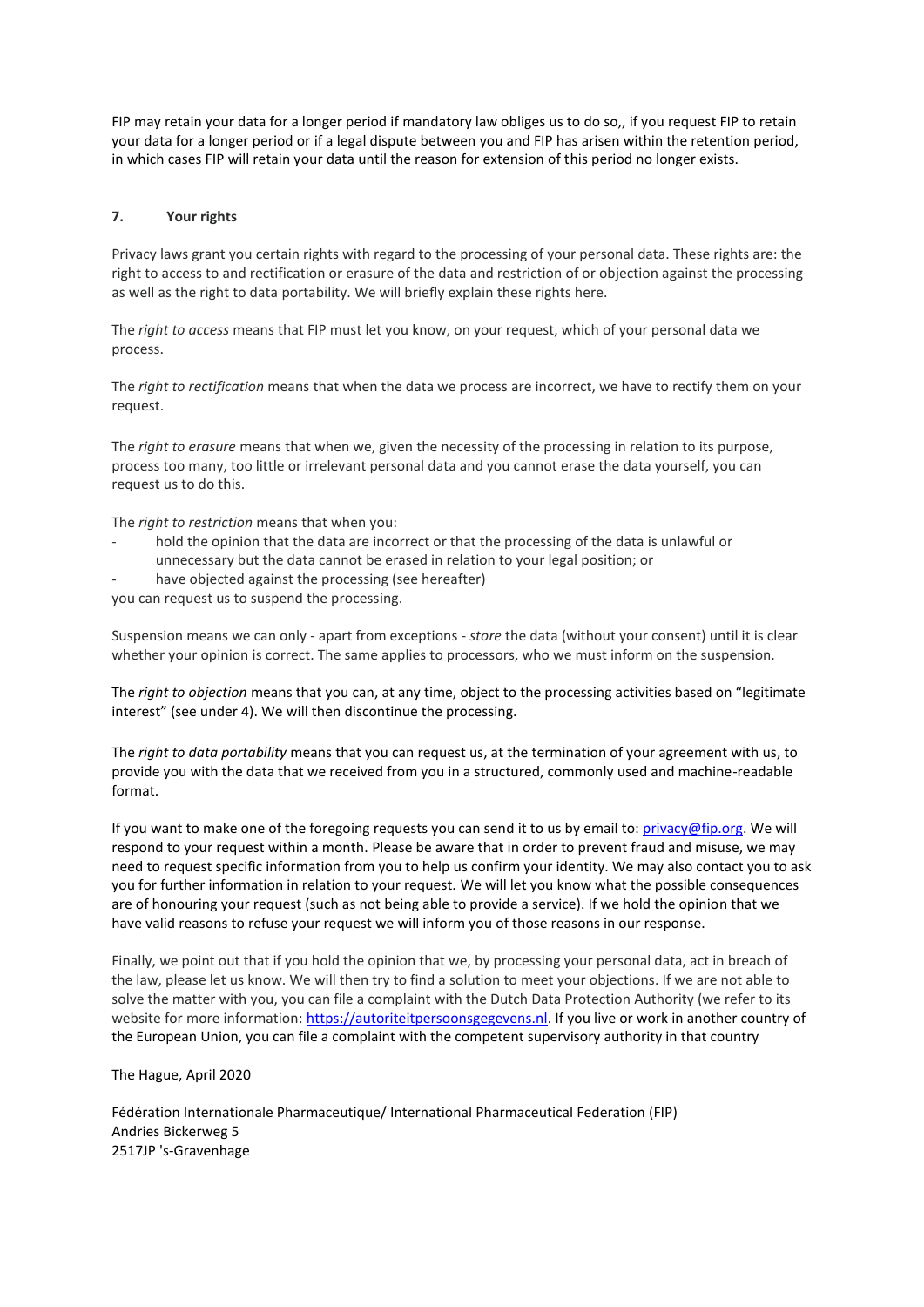FIP may retain your data for a longer period if mandatory law obliges us to do so,, if you request FIP to retain your data for a longer period or if a legal dispute between you and FIP has arisen within the retention period, in which cases FIP will retain your data until the reason for extension of this period no longer exists.

## 7. Your rights

Privacy laws grant you certain rights with regard to the processing of your personal data. These rights are: the right to access to and rectification or erasure of the data and restriction of or objection against the processing as well as the right to data portability. We will briefly explain these rights here.

The *right to access* means that FIP must let you know, on your request, which of your personal data we process.

The *right to rectification* means that when the data we process are incorrect, we have to rectify them on your request.

The *right to erasure* means that when we, given the necessity of the processing in relation to its purpose, process too many, too little or irrelevant personal data and you cannot erase the data yourself, you can request us to do this.

The *right to restriction* means that when you:

- hold the opinion that the data are incorrect or that the processing of the data is unlawful or unnecessary but the data cannot be erased in relation to your legal position; or
- have objected against the processing (see hereafter)

you can request us to suspend the processing.

Suspension means we can only - apart from exceptions - *store* the data (without your consent) until it is clear whether your opinion is correct. The same applies to processors, who we must inform on the suspension.

The *right to objection* means that you can, at any time, object to the processing activities based on "legitimate interest" (see under 4). We will then discontinue the processing.

The *right to data portability* means that you can request us, at the termination of your agreement with us, to provide you with the data that we received from you in a structured, commonly used and machine-readable format.

If you want to make one of the foregoing requests you can send it to us by email to: privacy@fip.org. We will respond to your request within a month. Please be aware that in order to prevent fraud and misuse, we may need to request specific information from you to help us confirm your identity. We may also contact you to ask you for further information in relation to your request. We will let you know what the possible consequences are of honouring your request (such as not being able to provide a service). If we hold the opinion that we have valid reasons to refuse your request we will inform you of those reasons in our response.

Finally, we point out that if you hold the opinion that we, by processing your personal data, act in breach of the law, please let us know. We will then try to find a solution to meet your objections. If we are not able to solve the matter with you, you can file a complaint with the Dutch Data Protection Authority (we refer to its website for more information: https://autoriteitpersoonsgegevens.nl. If you live or work in another country of the European Union, you can file a complaint with the competent supervisory authority in that country

The Hague, April 2020

Fédération Internationale Pharmaceutique/ International Pharmaceutical Federation (FIP)
Andries Bickerweg 5
2517JP 's-Gravenhage